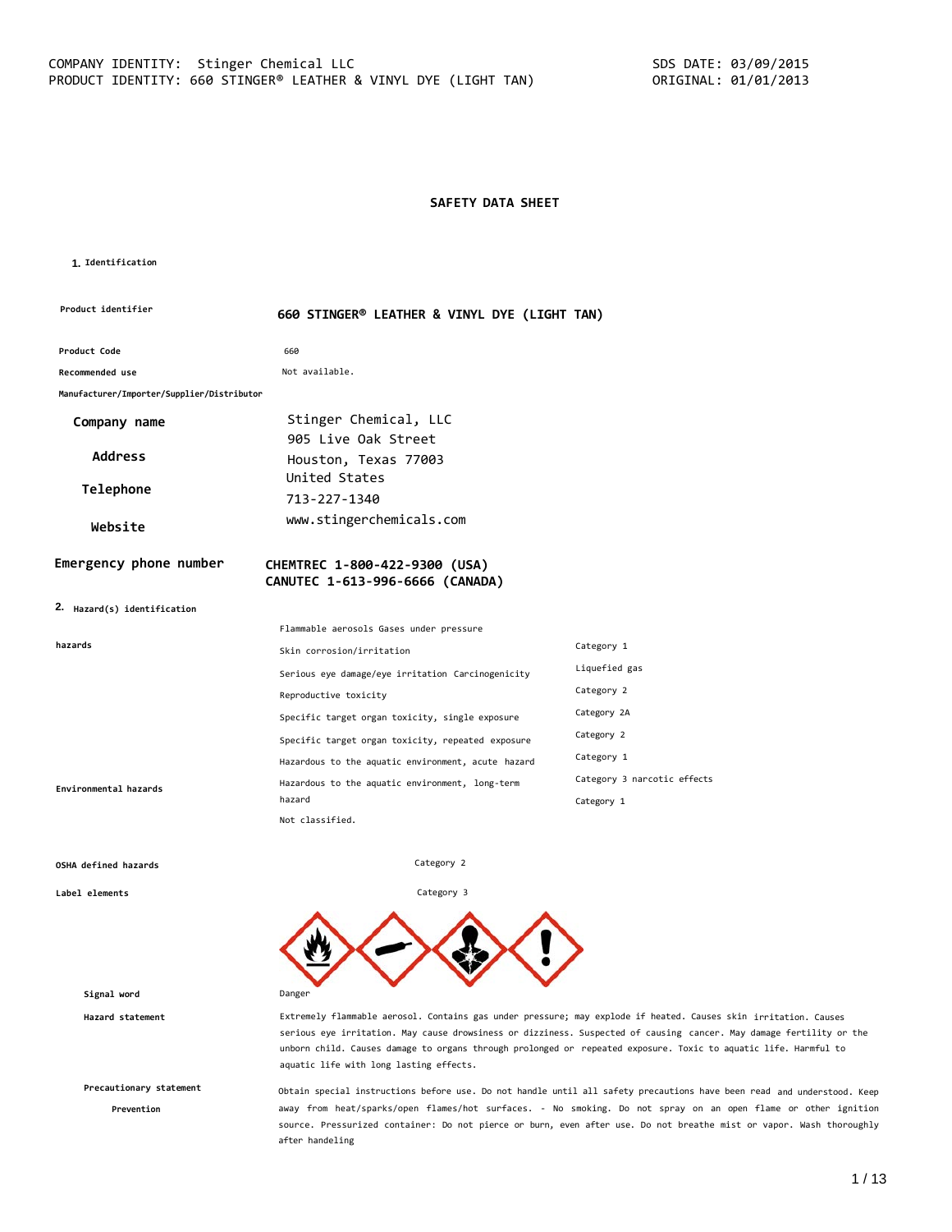COMPANY IDENTITY: Stinger Chemical LLC
PRODUCT IDENTITY: 660 STINGER® LEATHER & VINYL DYE (LIGHT TAN)

SDS DATE: 03/09/2015
ORIGINAL: 01/01/2013

# SAFETY DATA SHEET

## 1. Identification

**Product identifier** 660 STINGER® LEATHER & VINYL DYE (LIGHT TAN)

**Product Code** 660

**Recommended use** Not available.

**Manufacturer/Importer/Supplier/Distributor**

**Company name** Stinger Chemical, LLC

**Address** 905 Live Oak Street
Houston, Texas 77003
United States

**Telephone** 713-227-1340

**Website** www.stingerchemicals.com

**Emergency phone number** CHEMTREC 1-800-422-9300 (USA)
CANUTEC 1-613-996-6666 (CANADA)

## 2. Hazard(s) identification

**hazards**

| | |
|---|---|
| Flammable aerosols Gases under pressure | |
| Skin corrosion/irritation | Category 1 |
| Serious eye damage/eye irritation Carcinogenicity | Liquefied gas |
| Reproductive toxicity | Category 2 |
| Specific target organ toxicity, single exposure | Category 2A |
| Specific target organ toxicity, repeated exposure | Category 2 |
| Hazardous to the aquatic environment, acute hazard | Category 1 |
| Hazardous to the aquatic environment, long-term hazard | Category 3 narcotic effects |
| | Category 1 |

**Environmental hazards** Not classified.

**OSHA defined hazards** Category 2

**Label elements** Category 3

**Signal word** Danger

**Hazard statement** Extremely flammable aerosol. Contains gas under pressure; may explode if heated. Causes skin irritation. Causes serious eye irritation. May cause drowsiness or dizziness. Suspected of causing cancer. May damage fertility or the unborn child. Causes damage to organs through prolonged or repeated exposure. Toxic to aquatic life. Harmful to aquatic life with long lasting effects.

**Precautionary statement**

**Prevention** Obtain special instructions before use. Do not handle until all safety precautions have been read and understood. Keep away from heat/sparks/open flames/hot surfaces. - No smoking. Do not spray on an open flame or other ignition source. Pressurized container: Do not pierce or burn, even after use. Do not breathe mist or vapor. Wash thoroughly after handeling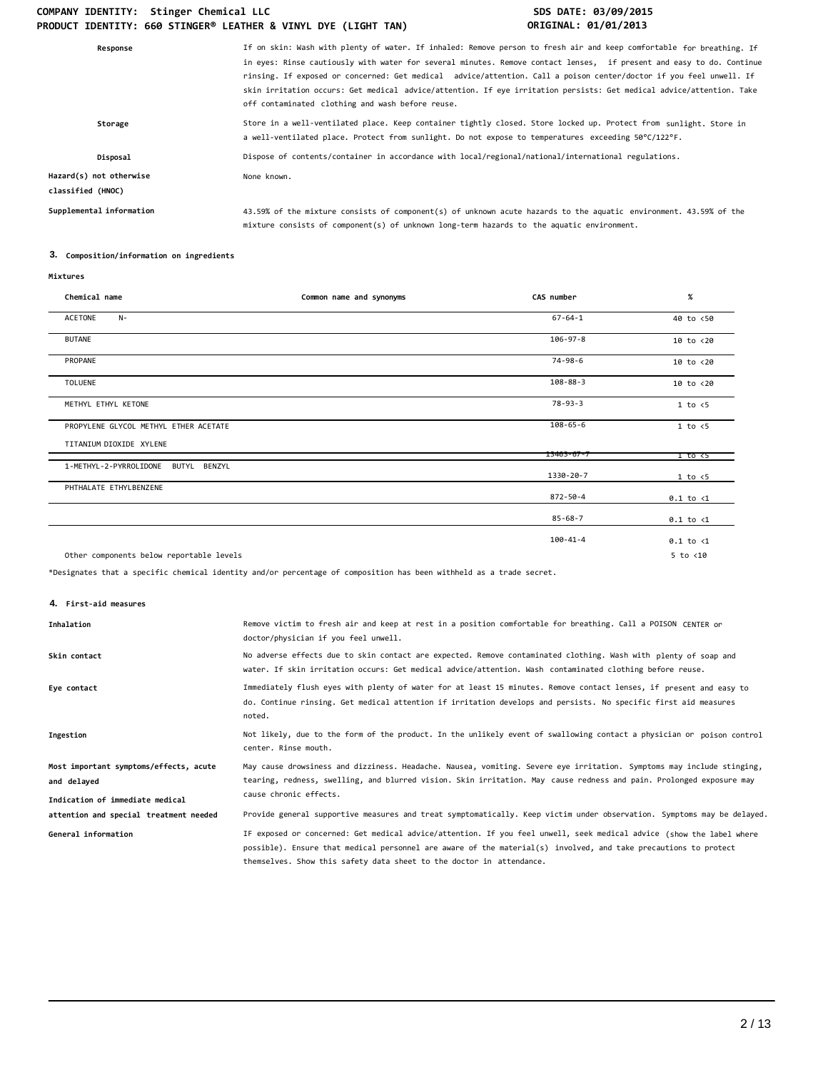| | |
|---|---|
| **Response** | If on skin: Wash with plenty of water. If inhaled: Remove person to fresh air and keep comfortable for breathing. If in eyes: Rinse cautiously with water for several minutes. Remove contact lenses, if present and easy to do. Continue rinsing. If exposed or concerned: Get medical advice/attention. Call a poison center/doctor if you feel unwell. If skin irritation occurs: Get medical advice/attention. If eye irritation persists: Get medical advice/attention. Take off contaminated clothing and wash before reuse. |
| **Storage** | Store in a well-ventilated place. Keep container tightly closed. Store locked up. Protect from sunlight. Store in a well-ventilated place. Protect from sunlight. Do not expose to temperatures exceeding 50°C/122°F. |
| **Disposal** | Dispose of contents/container in accordance with local/regional/national/international regulations. |
| **Hazard(s) not otherwise classified (HNOC)** | None known. |
| **Supplemental information** | 43.59% of the mixture consists of component(s) of unknown acute hazards to the aquatic environment. 43.59% of the mixture consists of component(s) of unknown long-term hazards to the aquatic environment. |

## 3. Composition/information on ingredients

**Mixtures**

| Chemical name | Common name and synonyms | CAS number | % |
|---|---|---|---|
| ACETONE N- | | 67-64-1 | 40 to <50 |
| BUTANE | | 106-97-8 | 10 to <20 |
| PROPANE | | 74-98-6 | 10 to <20 |
| TOLUENE | | 108-88-3 | 10 to <20 |
| METHYL ETHYL KETONE | | 78-93-3 | 1 to <5 |
| PROPYLENE GLYCOL METHYL ETHER ACETATE | | 108-65-6 | 1 to <5 |
| TITANIUM DIOXIDE XYLENE | | 13463-67-7 | 1 to <5 |
| 1-METHYL-2-PYRROLIDONE BUTYL BENZYL | | 1330-20-7 | 1 to <5 |
| PHTHALATE ETHYLBENZENE | | 872-50-4 | 0.1 to <1 |
| | | 85-68-7 | 0.1 to <1 |
| | | 100-41-4 | 0.1 to <1 |
| Other components below reportable levels | | | 5 to <10 |

*Designates that a specific chemical identity and/or percentage of composition has been withheld as a trade secret.

## 4. First-aid measures

| | |
|---|---|
| **Inhalation** | Remove victim to fresh air and keep at rest in a position comfortable for breathing. Call a POISON CENTER or doctor/physician if you feel unwell. |
| **Skin contact** | No adverse effects due to skin contact are expected. Remove contaminated clothing. Wash with plenty of soap and water. If skin irritation occurs: Get medical advice/attention. Wash contaminated clothing before reuse. |
| **Eye contact** | Immediately flush eyes with plenty of water for at least 15 minutes. Remove contact lenses, if present and easy to do. Continue rinsing. Get medical attention if irritation develops and persists. No specific first aid measures noted. |
| **Ingestion** | Not likely, due to the form of the product. In the unlikely event of swallowing contact a physician or poison control center. Rinse mouth. |
| **Most important symptoms/effects, acute and delayed** | May cause drowsiness and dizziness. Headache. Nausea, vomiting. Severe eye irritation. Symptoms may include stinging, tearing, redness, swelling, and blurred vision. Skin irritation. May cause redness and pain. Prolonged exposure may cause chronic effects. |
| **Indication of immediate medical attention and special treatment needed** | Provide general supportive measures and treat symptomatically. Keep victim under observation. Symptoms may be delayed. |
| **General information** | IF exposed or concerned: Get medical advice/attention. If you feel unwell, seek medical advice (show the label where possible). Ensure that medical personnel are aware of the material(s) involved, and take precautions to protect themselves. Show this safety data sheet to the doctor in attendance. |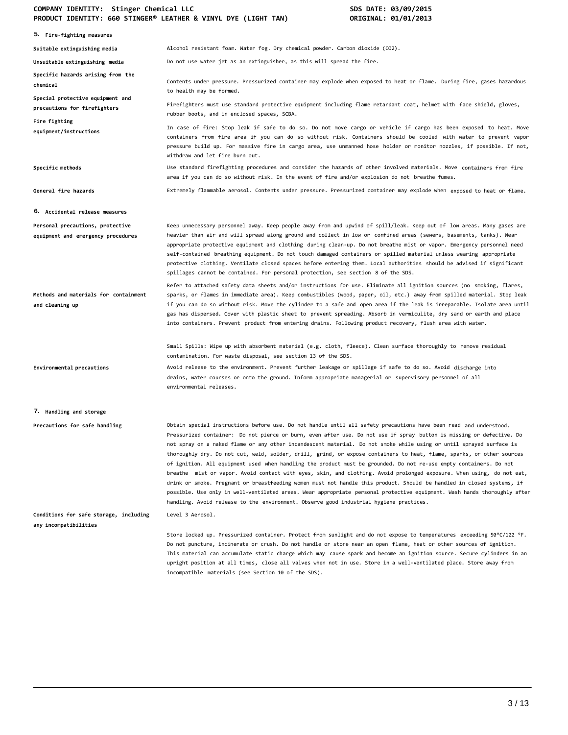## 5. Fire-fighting measures

| | |
|---|---|
| **Suitable extinguishing media** | Alcohol resistant foam. Water fog. Dry chemical powder. Carbon dioxide ($CO_2$). |
| **Unsuitable extinguishing media** | Do not use water jet as an extinguisher, as this will spread the fire. |
| **Specific hazards arising from the chemical** | Contents under pressure. Pressurized container may explode when exposed to heat or flame. During fire, gases hazardous to health may be formed. |
| **Special protective equipment and precautions for firefighters** | Firefighters must use standard protective equipment including flame retardant coat, helmet with face shield, gloves, rubber boots, and in enclosed spaces, SCBA. |
| **Fire fighting equipment/instructions** | In case of fire: Stop leak if safe to do so. Do not move cargo or vehicle if cargo has been exposed to heat. Move containers from fire area if you can do so without risk. Containers should be cooled with water to prevent vapor pressure build up. For massive fire in cargo area, use unmanned hose holder or monitor nozzles, if possible. If not, withdraw and let fire burn out. |
| **Specific methods** | Use standard firefighting procedures and consider the hazards of other involved materials. Move containers from fire area if you can do so without risk. In the event of fire and/or explosion do not breathe fumes. |
| **General fire hazards** | Extremely flammable aerosol. Contents under pressure. Pressurized container may explode when exposed to heat or flame. |

## 6. Accidental release measures

| | |
|---|---|
| **Personal precautions, protective equipment and emergency procedures** | Keep unnecessary personnel away. Keep people away from and upwind of spill/leak. Keep out of low areas. Many gases are heavier than air and will spread along ground and collect in low or confined areas (sewers, basements, tanks). Wear appropriate protective equipment and clothing during clean-up. Do not breathe mist or vapor. Emergency personnel need self-contained breathing equipment. Do not touch damaged containers or spilled material unless wearing appropriate protective clothing. Ventilate closed spaces before entering them. Local authorities should be advised if significant spillages cannot be contained. For personal protection, see section 8 of the SDS. |
| **Methods and materials for containment and cleaning up** | Refer to attached safety data sheets and/or instructions for use. Eliminate all ignition sources (no smoking, flares, sparks, or flames in immediate area). Keep combustibles (wood, paper, oil, etc.) away from spilled material. Stop leak if you can do so without risk. Move the cylinder to a safe and open area if the leak is irreparable. Isolate area until gas has dispersed. Cover with plastic sheet to prevent spreading. Absorb in vermiculite, dry sand or earth and place into containers. Prevent product from entering drains. Following product recovery, flush area with water.<br><br>Small Spills: Wipe up with absorbent material (e.g. cloth, fleece). Clean surface thoroughly to remove residual contamination. For waste disposal, see section 13 of the SDS. |
| **Environmental precautions** | Avoid release to the environment. Prevent further leakage or spillage if safe to do so. Avoid discharge into drains, water courses or onto the ground. Inform appropriate managerial or supervisory personnel of all environmental releases. |

## 7. Handling and storage

| | |
|---|---|
| **Precautions for safe handling** | Obtain special instructions before use. Do not handle until all safety precautions have been read and understood. Pressurized container: Do not pierce or burn, even after use. Do not use if spray button is missing or defective. Do not spray on a naked flame or any other incandescent material. Do not smoke while using or until sprayed surface is thoroughly dry. Do not cut, weld, solder, drill, grind, or expose containers to heat, flame, sparks, or other sources of ignition. All equipment used when handling the product must be grounded. Do not re-use empty containers. Do not breathe mist or vapor. Avoid contact with eyes, skin, and clothing. Avoid prolonged exposure. When using, do not eat, drink or smoke. Pregnant or breastfeeding women must not handle this product. Should be handled in closed systems, if possible. Use only in well-ventilated areas. Wear appropriate personal protective equipment. Wash hands thoroughly after handling. Avoid release to the environment. Observe good industrial hygiene practices. |
| **Conditions for safe storage, including any incompatibilities** | Level 3 Aerosol.<br><br>Store locked up. Pressurized container. Protect from sunlight and do not expose to temperatures exceeding 50°C/122 °F. Do not puncture, incinerate or crush. Do not handle or store near an open flame, heat or other sources of ignition. This material can accumulate static charge which may cause spark and become an ignition source. Secure cylinders in an upright position at all times, close all valves when not in use. Store in a well-ventilated place. Store away from incompatible materials (see Section 10 of the SDS). |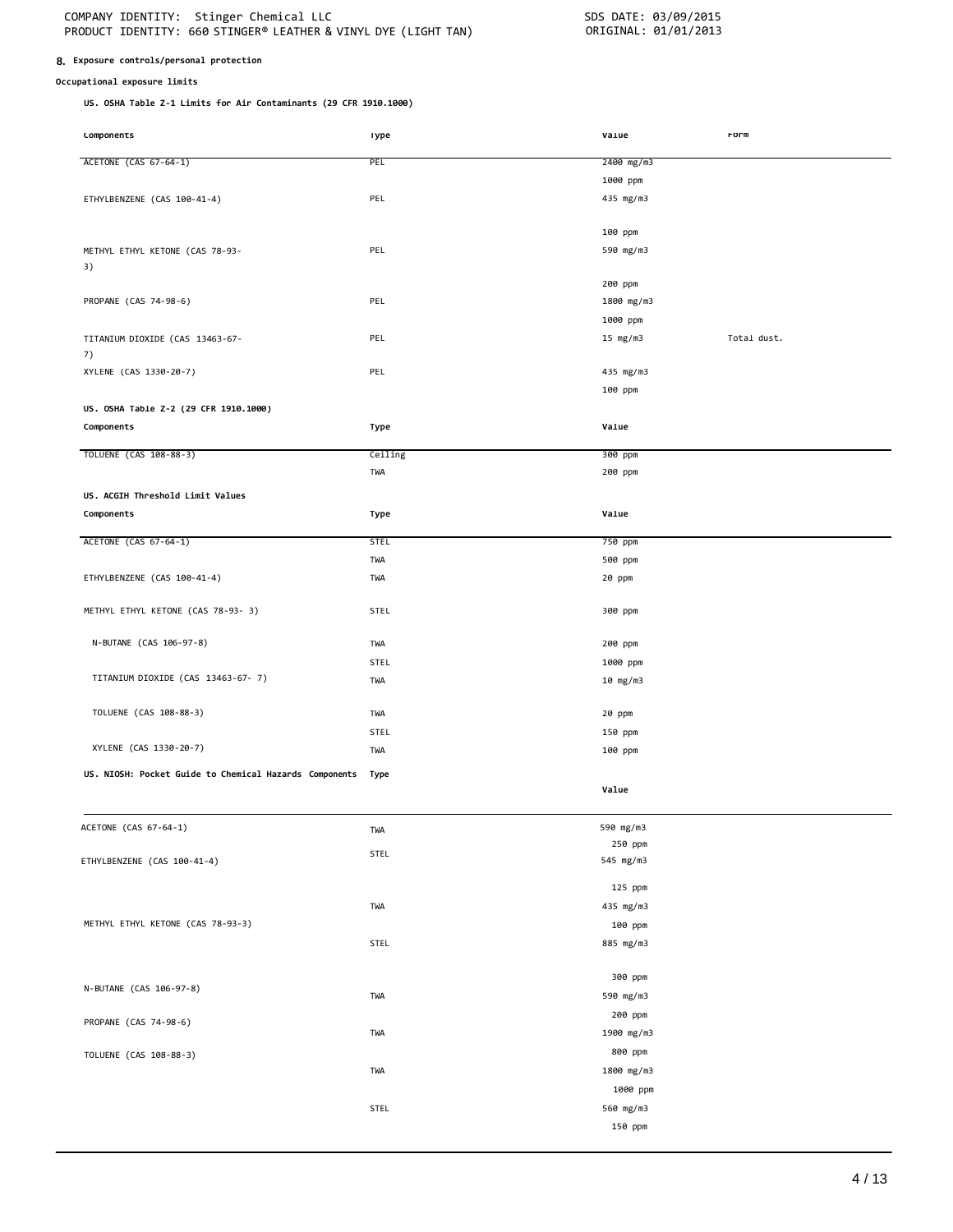## 8. Exposure controls/personal protection

**Occupational exposure limits**

**US. OSHA Table Z-1 Limits for Air Contaminants (29 CFR 1910.1000)**

| Components | Type | Value | Form |
|---|---|---|---|
| ACETONE (CAS 67-64-1) | PEL | 2400 mg/m3 | |
| | | 1000 ppm | |
| ETHYLBENZENE (CAS 100-41-4) | PEL | 435 mg/m3 | |
| | | 100 ppm | |
| METHYL ETHYL KETONE (CAS 78-93-3) | PEL | 590 mg/m3 | |
| | | 200 ppm | |
| PROPANE (CAS 74-98-6) | PEL | 1800 mg/m3 | |
| | | 1000 ppm | |
| TITANIUM DIOXIDE (CAS 13463-67-7) | PEL | 15 mg/m3 | Total dust. |
| XYLENE (CAS 1330-20-7) | PEL | 435 mg/m3 | |
| | | 100 ppm | |

**US. OSHA Table Z-2 (29 CFR 1910.1000)**

| Components | Type | Value |
|---|---|---|
| TOLUENE (CAS 108-88-3) | Ceiling | 300 ppm |
| | TWA | 200 ppm |

**US. ACGIH Threshold Limit Values**

| Components | Type | Value |
|---|---|---|
| ACETONE (CAS 67-64-1) | STEL | 750 ppm |
| | TWA | 500 ppm |
| ETHYLBENZENE (CAS 100-41-4) | TWA | 20 ppm |
| METHYL ETHYL KETONE (CAS 78-93- 3) | STEL | 300 ppm |
| N-BUTANE (CAS 106-97-8) | TWA | 200 ppm |
| | STEL | 1000 ppm |
| TITANIUM DIOXIDE (CAS 13463-67- 7) | TWA | 10 mg/m3 |
| TOLUENE (CAS 108-88-3) | TWA | 20 ppm |
| | STEL | 150 ppm |
| XYLENE (CAS 1330-20-7) | TWA | 100 ppm |

**US. NIOSH: Pocket Guide to Chemical Hazards**

| Components | Type | Value |
|---|---|---|
| ACETONE (CAS 67-64-1) | TWA | 590 mg/m3 |
| | | 250 ppm |
| ETHYLBENZENE (CAS 100-41-4) | STEL | 545 mg/m3 |
| | | 125 ppm |
| | TWA | 435 mg/m3 |
| | | 100 ppm |
| METHYL ETHYL KETONE (CAS 78-93-3) | STEL | 885 mg/m3 |
| | | 300 ppm |
| | TWA | 590 mg/m3 |
| | | 200 ppm |
| N-BUTANE (CAS 106-97-8) | TWA | 1900 mg/m3 |
| | | 800 ppm |
| PROPANE (CAS 74-98-6) | TWA | 1800 mg/m3 |
| | | 1000 ppm |
| TOLUENE (CAS 108-88-3) | STEL | 560 mg/m3 |
| | | 150 ppm |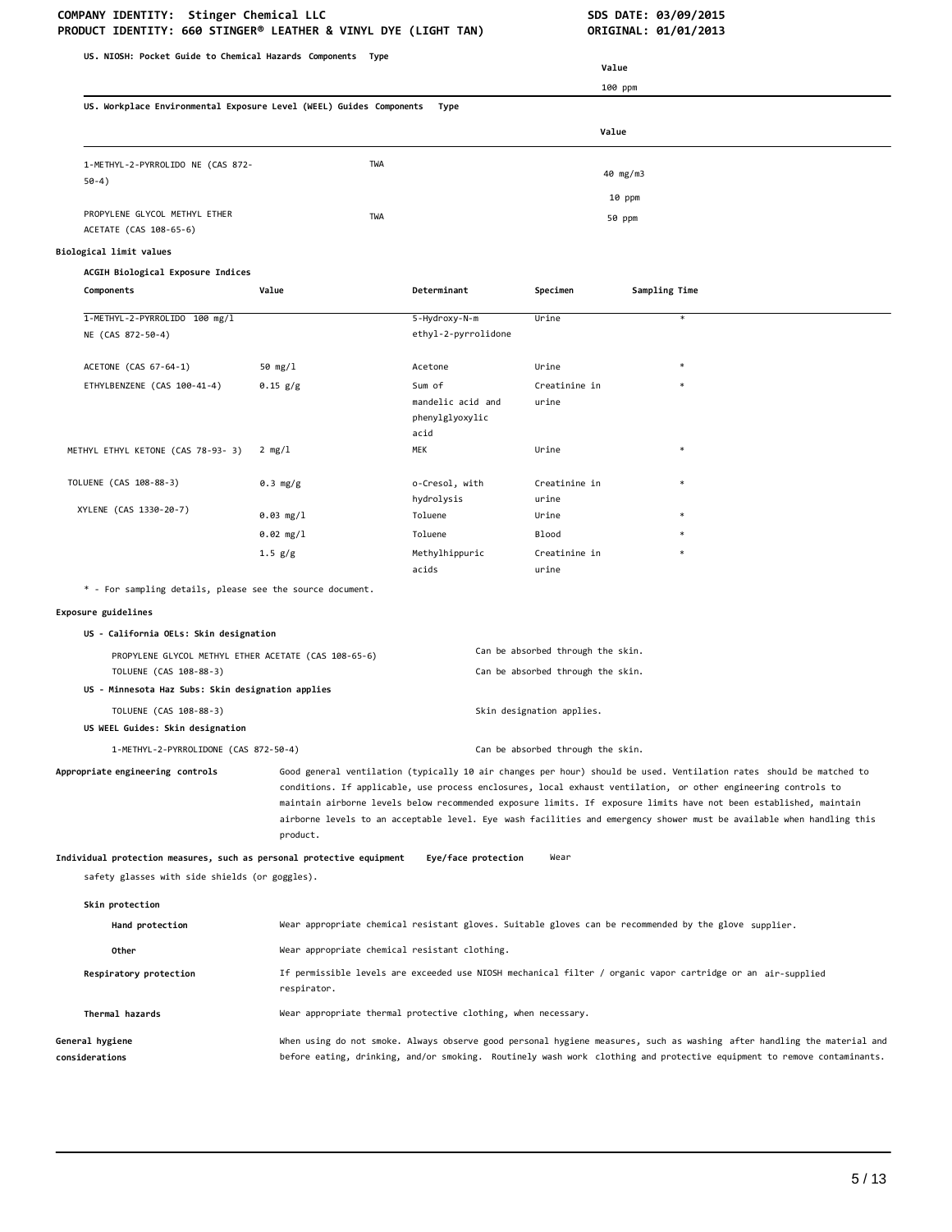**US. NIOSH: Pocket Guide to Chemical Hazards Components Type**

| | | Value |
|---|---|---|
| | | 100 ppm |

**US. Workplace Environmental Exposure Level (WEEL) Guides Components Type**

| Components | Type | Value |
|---|---|---|
| 1-METHYL-2-PYRROLIDO NE (CAS 872-50-4) | TWA | 40 mg/m3 |
| | | 10 ppm |
| PROPYLENE GLYCOL METHYL ETHER ACETATE (CAS 108-65-6) | TWA | 50 ppm |

**Biological limit values**

**ACGIH Biological Exposure Indices**

| Components | Value | Determinant | Specimen | Sampling Time |
|---|---|---|---|---|
| 1-METHYL-2-PYRROLIDO NE (CAS 872-50-4) | 100 mg/l | 5-Hydroxy-N-m ethyl-2-pyrrolidone | Urine | * |
| ACETONE (CAS 67-64-1) | 50 mg/l | Acetone | Urine | * |
| ETHYLBENZENE (CAS 100-41-4) | 0.15 g/g | Sum of mandelic acid and phenylglyoxylic acid | Creatinine in urine | * |
| METHYL ETHYL KETONE (CAS 78-93- 3) | 2 mg/l | MEK | Urine | * |
| TOLUENE (CAS 108-88-3) | 0.3 mg/g | o-Cresol, with hydrolysis | Creatinine in urine | * |
| XYLENE (CAS 1330-20-7) | 0.03 mg/l | Toluene | Urine | * |
| | 0.02 mg/l | Toluene | Blood | * |
| | 1.5 g/g | Methylhippuric acids | Creatinine in urine | * |

* - For sampling details, please see the source document.

**Exposure guidelines**

**US - California OELs: Skin designation**

| | |
|---|---|
| PROPYLENE GLYCOL METHYL ETHER ACETATE (CAS 108-65-6) | Can be absorbed through the skin. |
| TOLUENE (CAS 108-88-3) | Can be absorbed through the skin. |

**US - Minnesota Haz Subs: Skin designation applies**

| | |
|---|---|
| TOLUENE (CAS 108-88-3) | Skin designation applies. |

**US WEEL Guides: Skin designation**

| | |
|---|---|
| 1-METHYL-2-PYRROLIDONE (CAS 872-50-4) | Can be absorbed through the skin. |

**Appropriate engineering controls** Good general ventilation (typically 10 air changes per hour) should be used. Ventilation rates should be matched to conditions. If applicable, use process enclosures, local exhaust ventilation, or other engineering controls to maintain airborne levels below recommended exposure limits. If exposure limits have not been established, maintain airborne levels to an acceptable level. Eye wash facilities and emergency shower must be available when handling this product.

**Individual protection measures, such as personal protective equipment**

**Eye/face protection** Wear safety glasses with side shields (or goggles).

**Skin protection**

**Hand protection** Wear appropriate chemical resistant gloves. Suitable gloves can be recommended by the glove supplier.

**Other** Wear appropriate chemical resistant clothing.

**Respiratory protection** If permissible levels are exceeded use NIOSH mechanical filter / organic vapor cartridge or an air-supplied respirator.

**Thermal hazards** Wear appropriate thermal protective clothing, when necessary.

**General hygiene considerations** When using do not smoke. Always observe good personal hygiene measures, such as washing after handling the material and before eating, drinking, and/or smoking. Routinely wash work clothing and protective equipment to remove contaminants.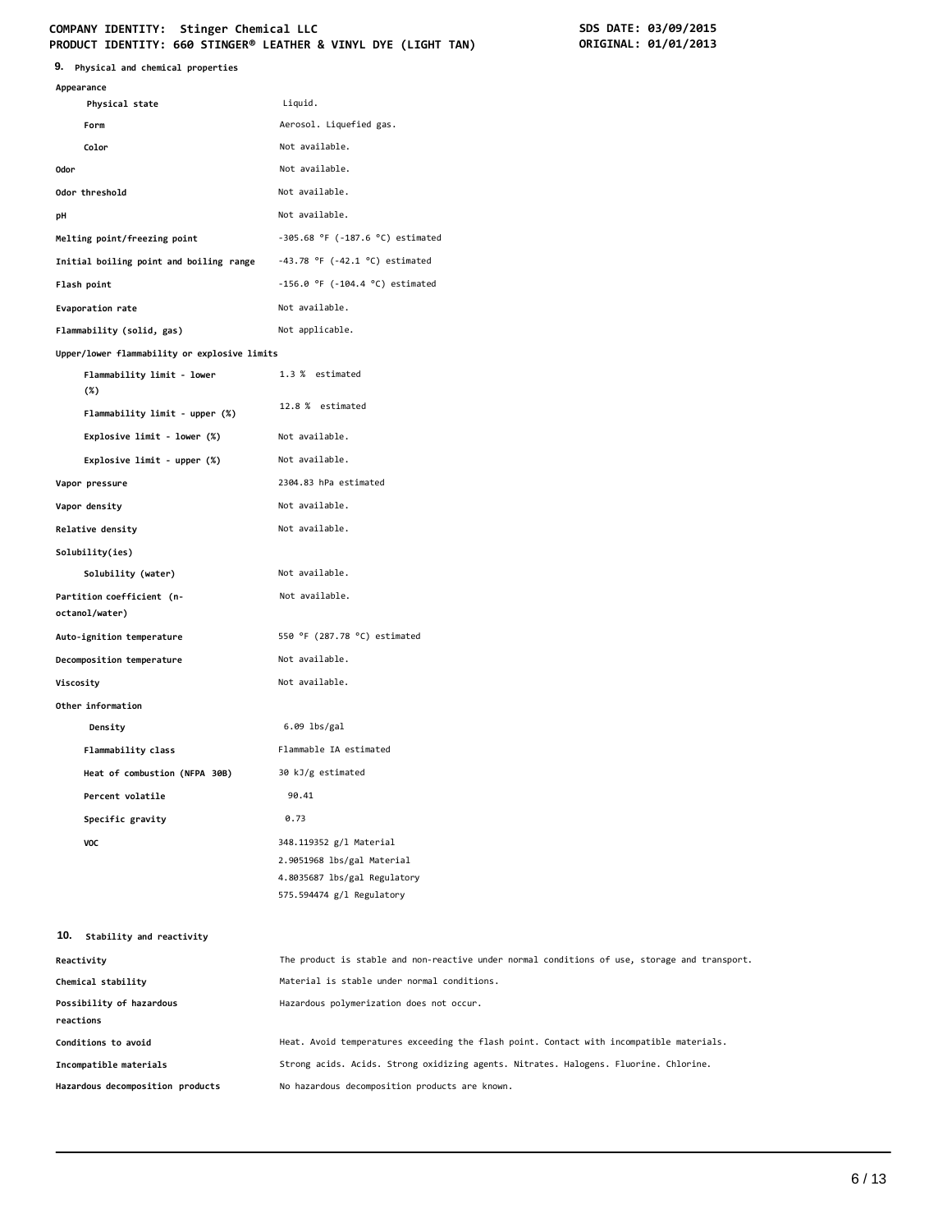## 9. Physical and chemical properties

| Property | Value |
|---|---|
| **Appearance** | |
| Physical state | Liquid. |
| Form | Aerosol. Liquefied gas. |
| Color | Not available. |
| **Odor** | Not available. |
| **Odor threshold** | Not available. |
| **pH** | Not available. |
| **Melting point/freezing point** | -305.68 °F (-187.6 °C) estimated |
| **Initial boiling point and boiling range** | -43.78 °F (-42.1 °C) estimated |
| **Flash point** | -156.0 °F (-104.4 °C) estimated |
| **Evaporation rate** | Not available. |
| **Flammability (solid, gas)** | Not applicable. |
| **Upper/lower flammability or explosive limits** | |
| Flammability limit - lower (%) | 1.3 % estimated |
| Flammability limit - upper (%) | 12.8 % estimated |
| Explosive limit - lower (%) | Not available. |
| Explosive limit - upper (%) | Not available. |
| **Vapor pressure** | 2304.83 hPa estimated |
| **Vapor density** | Not available. |
| **Relative density** | Not available. |
| **Solubility(ies)** | |
| Solubility (water) | Not available. |
| **Partition coefficient (n-octanol/water)** | Not available. |
| **Auto-ignition temperature** | 550 °F (287.78 °C) estimated |
| **Decomposition temperature** | Not available. |
| **Viscosity** | Not available. |
| **Other information** | |
| Density | 6.09 lbs/gal |
| Flammability class | Flammable IA estimated |
| Heat of combustion (NFPA 30B) | 30 kJ/g estimated |
| Percent volatile | 90.41 |
| Specific gravity | 0.73 |
| VOC | 348.119352 g/l Material<br>2.9051968 lbs/gal Material<br>4.8035687 lbs/gal Regulatory<br>575.594474 g/l Regulatory |

## 10. Stability and reactivity

| Property | Value |
|---|---|
| **Reactivity** | The product is stable and non-reactive under normal conditions of use, storage and transport. |
| **Chemical stability** | Material is stable under normal conditions. |
| **Possibility of hazardous reactions** | Hazardous polymerization does not occur. |
| **Conditions to avoid** | Heat. Avoid temperatures exceeding the flash point. Contact with incompatible materials. |
| **Incompatible materials** | Strong acids. Acids. Strong oxidizing agents. Nitrates. Halogens. Fluorine. Chlorine. |
| **Hazardous decomposition products** | No hazardous decomposition products are known. |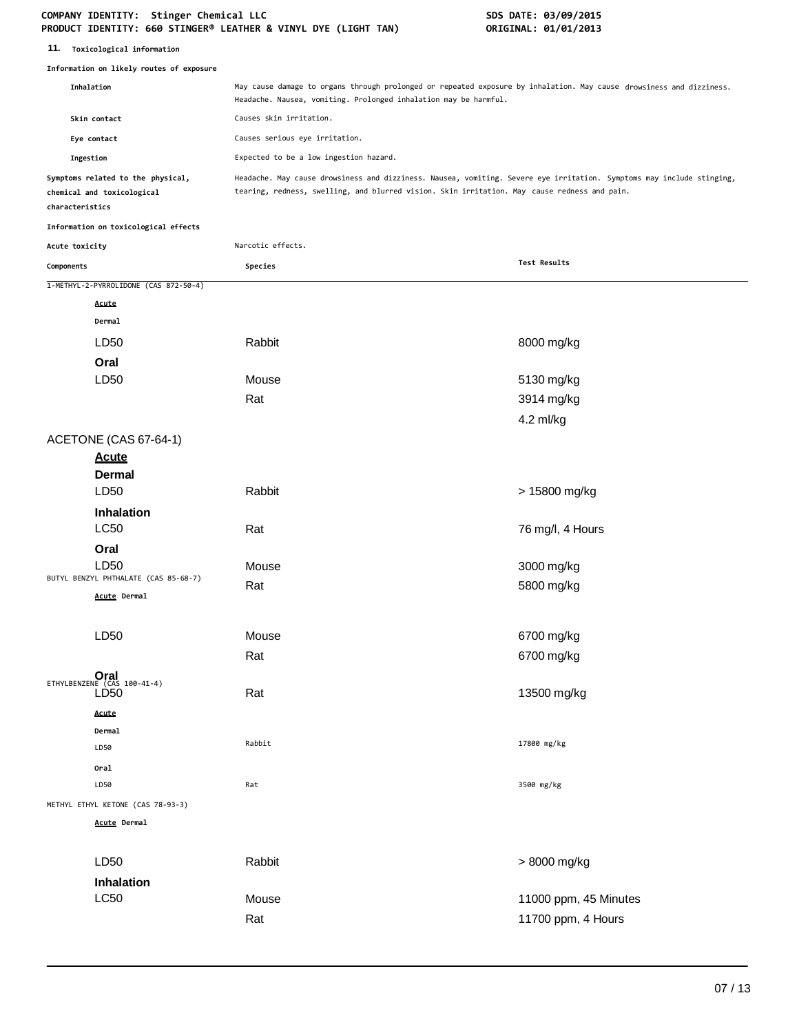## 11. Toxicological information

**Information on likely routes of exposure**

| | |
|---|---|
| **Inhalation** | May cause damage to organs through prolonged or repeated exposure by inhalation. May cause drowsiness and dizziness. Headache. Nausea, vomiting. Prolonged inhalation may be harmful. |
| **Skin contact** | Causes skin irritation. |
| **Eye contact** | Causes serious eye irritation. |
| **Ingestion** | Expected to be a low ingestion hazard. |
| **Symptoms related to the physical, chemical and toxicological characteristics** | Headache. May cause drowsiness and dizziness. Nausea, vomiting. Severe eye irritation. Symptoms may include stinging, tearing, redness, swelling, and blurred vision. Skin irritation. May cause redness and pain. |

**Information on toxicological effects**

**Acute toxicity** Narcotic effects.

| Components | Species | Test Results |
|---|---|---|
| 1-METHYL-2-PYRROLIDONE (CAS 872-50-4) | | |
| ***Acute*** | | |
| **Dermal** | | |
| LD50 | Rabbit | 8000 mg/kg |
| **Oral** | | |
| LD50 | Mouse | 5130 mg/kg |
| | Rat | 3914 mg/kg |
| | | 4.2 ml/kg |
| ACETONE (CAS 67-64-1) | | |
| ***Acute*** | | |
| **Dermal** | | |
| LD50 | Rabbit | > 15800 mg/kg |
| **Inhalation** | | |
| LC50 | Rat | 76 mg/l, 4 Hours |
| **Oral** | | |
| LD50 | Mouse | 3000 mg/kg |
| | Rat | 5800 mg/kg |
| BUTYL BENZYL PHTHALATE (CAS 85-68-7) | | |
| ***Acute*** **Dermal** | | |
| LD50 | Mouse | 6700 mg/kg |
| | Rat | 6700 mg/kg |
| **Oral** | | |
| LD50 | Rat | 13500 mg/kg |
| ETHYLBENZENE (CAS 100-41-4) | | |
| ***Acute*** | | |
| **Dermal** | | |
| LD50 | Rabbit | 17800 mg/kg |
| **Oral** | | |
| LD50 | Rat | 3500 mg/kg |
| METHYL ETHYL KETONE (CAS 78-93-3) | | |
| ***Acute*** **Dermal** | | |
| LD50 | Rabbit | > 8000 mg/kg |
| **Inhalation** | | |
| LC50 | Mouse | 11000 ppm, 45 Minutes |
| | Rat | 11700 ppm, 4 Hours |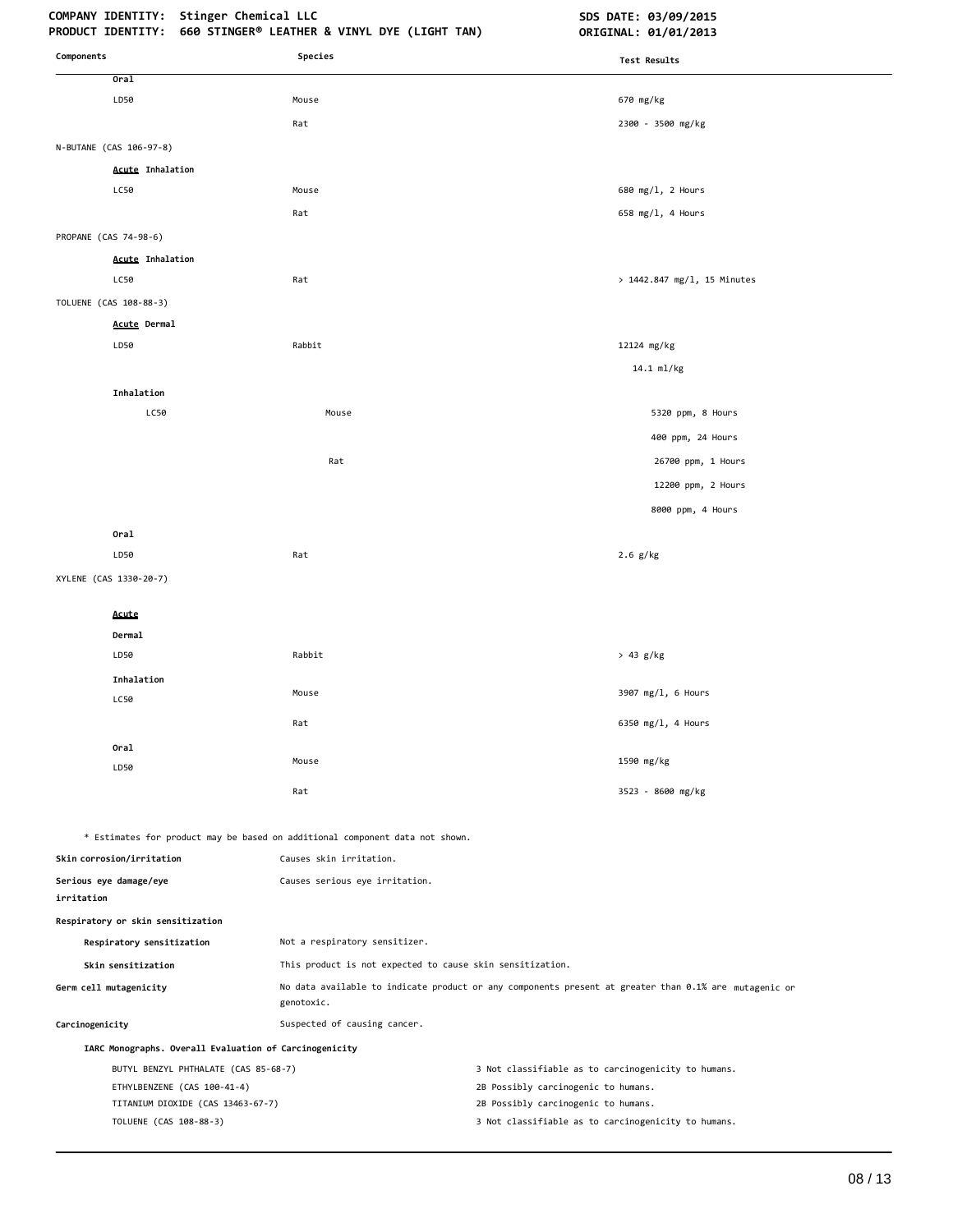| Components | Species | Test Results |
|---|---|---|
| **Oral** | | |
| LD50 | Mouse | 670 mg/kg |
| | Rat | 2300 - 3500 mg/kg |
| N-BUTANE (CAS 106-97-8) | | |
| **Acute Inhalation** | | |
| LC50 | Mouse | 680 mg/l, 2 Hours |
| | Rat | 658 mg/l, 4 Hours |
| PROPANE (CAS 74-98-6) | | |
| **Acute Inhalation** | | |
| LC50 | Rat | > 1442.847 mg/l, 15 Minutes |
| TOLUENE (CAS 108-88-3) | | |
| **Acute Dermal** | | |
| LD50 | Rabbit | 12124 mg/kg |
| | | 14.1 ml/kg |
| **Inhalation** | | |
| LC50 | Mouse | 5320 ppm, 8 Hours |
| | | 400 ppm, 24 Hours |
| | Rat | 26700 ppm, 1 Hours |
| | | 12200 ppm, 2 Hours |
| | | 8000 ppm, 4 Hours |
| **Oral** | | |
| LD50 | Rat | 2.6 g/kg |
| XYLENE (CAS 1330-20-7) | | |
| **Acute** | | |
| **Dermal** | | |
| LD50 | Rabbit | > 43 g/kg |
| **Inhalation** | | |
| LC50 | Mouse | 3907 mg/l, 6 Hours |
| | Rat | 6350 mg/l, 4 Hours |
| **Oral** | | |
| LD50 | Mouse | 1590 mg/kg |
| | Rat | 3523 - 8600 mg/kg |

\* Estimates for product may be based on additional component data not shown.

**Skin corrosion/irritation** Causes skin irritation.

**Serious eye damage/eye irritation** Causes serious eye irritation.

**Respiratory or skin sensitization**

**Respiratory sensitization** Not a respiratory sensitizer.

**Skin sensitization** This product is not expected to cause skin sensitization.

**Germ cell mutagenicity** No data available to indicate product or any components present at greater than 0.1% are mutagenic or genotoxic.

**Carcinogenicity** Suspected of causing cancer.

**IARC Monographs. Overall Evaluation of Carcinogenicity**

| | |
|---|---|
| BUTYL BENZYL PHTHALATE (CAS 85-68-7) | 3 Not classifiable as to carcinogenicity to humans. |
| ETHYLBENZENE (CAS 100-41-4) | 2B Possibly carcinogenic to humans. |
| TITANIUM DIOXIDE (CAS 13463-67-7) | 2B Possibly carcinogenic to humans. |
| TOLUENE (CAS 108-88-3) | 3 Not classifiable as to carcinogenicity to humans. |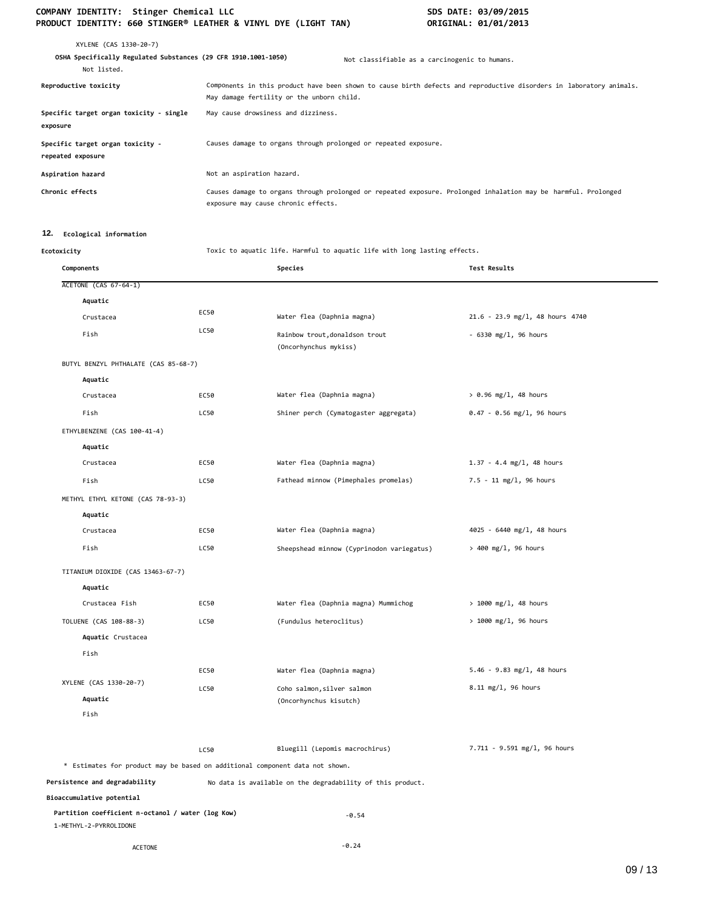XYLENE (CAS 1330-20-7)

**OSHA Specifically Regulated Substances (29 CFR 1910.1001-1050)** Not classifiable as a carcinogenic to humans.

Not listed.

| | |
|---|---|
| **Reproductive toxicity** | Components in this product have been shown to cause birth defects and reproductive disorders in laboratory animals. May damage fertility or the unborn child. |
| **Specific target organ toxicity - single exposure** | May cause drowsiness and dizziness. |
| **Specific target organ toxicity - repeated exposure** | Causes damage to organs through prolonged or repeated exposure. |
| **Aspiration hazard** | Not an aspiration hazard. |
| **Chronic effects** | Causes damage to organs through prolonged or repeated exposure. Prolonged inhalation may be harmful. Prolonged exposure may cause chronic effects. |

## 12. Ecological information

**Ecotoxicity** Toxic to aquatic life. Harmful to aquatic life with long lasting effects.

| Components | | Species | Test Results |
|---|---|---|---|
| ACETONE (CAS 67-64-1) | | | |
| **Aquatic** | | | |
| Crustacea | EC50 | Water flea (Daphnia magna) | 21.6 - 23.9 mg/l, 48 hours 4740 |
| Fish | LC50 | Rainbow trout,donaldson trout (Oncorhynchus mykiss) | - 6330 mg/l, 96 hours |
| BUTYL BENZYL PHTHALATE (CAS 85-68-7) | | | |
| **Aquatic** | | | |
| Crustacea | EC50 | Water flea (Daphnia magna) | > 0.96 mg/l, 48 hours |
| Fish | LC50 | Shiner perch (Cymatogaster aggregata) | 0.47 - 0.56 mg/l, 96 hours |
| ETHYLBENZENE (CAS 100-41-4) | | | |
| **Aquatic** | | | |
| Crustacea | EC50 | Water flea (Daphnia magna) | 1.37 - 4.4 mg/l, 48 hours |
| Fish | LC50 | Fathead minnow (Pimephales promelas) | 7.5 - 11 mg/l, 96 hours |
| METHYL ETHYL KETONE (CAS 78-93-3) | | | |
| **Aquatic** | | | |
| Crustacea | EC50 | Water flea (Daphnia magna) | 4025 - 6440 mg/l, 48 hours |
| Fish | LC50 | Sheepshead minnow (Cyprinodon variegatus) | > 400 mg/l, 96 hours |
| TITANIUM DIOXIDE (CAS 13463-67-7) | | | |
| **Aquatic** | | | |
| Crustacea Fish | EC50 | Water flea (Daphnia magna) Mummichog | > 1000 mg/l, 48 hours |
| TOLUENE (CAS 108-88-3) | LC50 | (Fundulus heteroclitus) | > 1000 mg/l, 96 hours |
| **Aquatic** Crustacea | | | |
| Fish | | | |
| | EC50 | Water flea (Daphnia magna) | 5.46 - 9.83 mg/l, 48 hours |
| XYLENE (CAS 1330-20-7) | LC50 | Coho salmon,silver salmon (Oncorhynchus kisutch) | 8.11 mg/l, 96 hours |
| **Aquatic** | | | |
| Fish | | | |
| | LC50 | Bluegill (Lepomis macrochirus) | 7.711 - 9.591 mg/l, 96 hours |

\* Estimates for product may be based on additional component data not shown.

**Persistence and degradability** No data is available on the degradability of this product.

**Bioaccumulative potential**

**Partition coefficient n-octanol / water (log Kow)**

| | |
|---|---|
| 1-METHYL-2-PYRROLIDONE | -0.54 |
| ACETONE | -0.24 |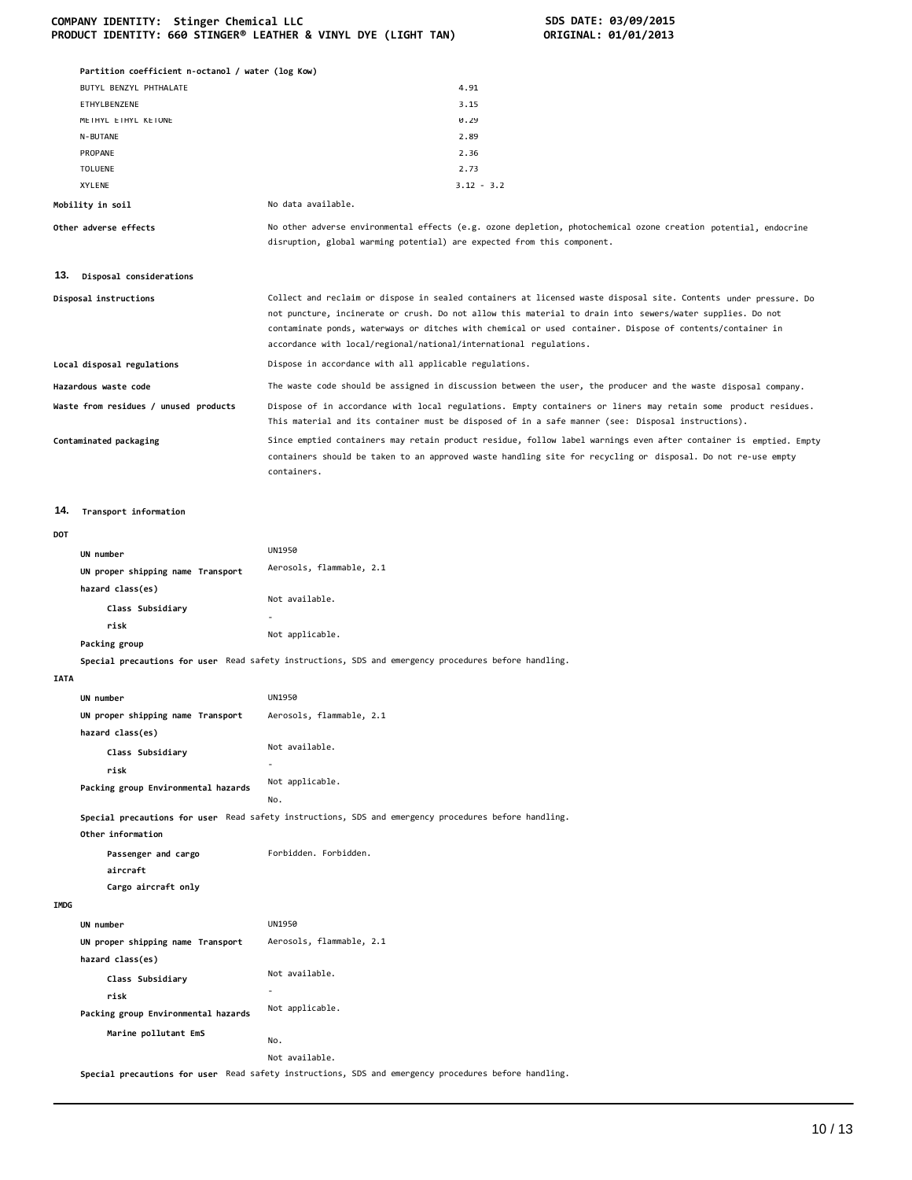**Partition coefficient n-octanol / water (log Kow)**

| | |
|---|---|
| BUTYL BENZYL PHTHALATE | 4.91 |
| ETHYLBENZENE | 3.15 |
| METHYL ETHYL KETONE | 0.29 |
| N-BUTANE | 2.89 |
| PROPANE | 2.36 |
| TOLUENE | 2.73 |
| XYLENE | 3.12 - 3.2 |

**Mobility in soil** No data available.

**Other adverse effects** No other adverse environmental effects (e.g. ozone depletion, photochemical ozone creation potential, endocrine disruption, global warming potential) are expected from this component.

## 13. Disposal considerations

**Disposal instructions** Collect and reclaim or dispose in sealed containers at licensed waste disposal site. Contents under pressure. Do not puncture, incinerate or crush. Do not allow this material to drain into sewers/water supplies. Do not contaminate ponds, waterways or ditches with chemical or used container. Dispose of contents/container in accordance with local/regional/national/international regulations.

**Local disposal regulations** Dispose in accordance with all applicable regulations.

**Hazardous waste code** The waste code should be assigned in discussion between the user, the producer and the waste disposal company.

**Waste from residues / unused products** Dispose of in accordance with local regulations. Empty containers or liners may retain some product residues. This material and its container must be disposed of in a safe manner (see: Disposal instructions).

**Contaminated packaging** Since emptied containers may retain product residue, follow label warnings even after container is emptied. Empty containers should be taken to an approved waste handling site for recycling or disposal. Do not re-use empty containers.

## 14. Transport information

**DOT**

| | |
|---|---|
| **UN number** | UN1950 |
| **UN proper shipping name** | Aerosols, flammable, 2.1 |
| **Transport hazard class(es)** | |
| **Class** | Not available. |
| **Subsidiary risk** | - |
| **Packing group** | Not applicable. |

**Special precautions for user** Read safety instructions, SDS and emergency procedures before handling.

**IATA**

| | |
|---|---|
| **UN number** | UN1950 |
| **UN proper shipping name** | Aerosols, flammable, 2.1 |
| **Transport hazard class(es)** | |
| **Class** | Not available. |
| **Subsidiary risk** | - |
| **Packing group** | Not applicable. |
| **Environmental hazards** | No. |

**Special precautions for user** Read safety instructions, SDS and emergency procedures before handling.

**Other information**

| | |
|---|---|
| **Passenger and cargo aircraft** | Forbidden. |
| **Cargo aircraft only** | Forbidden. |

**IMDG**

| | |
|---|---|
| **UN number** | UN1950 |
| **UN proper shipping name** | Aerosols, flammable, 2.1 |
| **Transport hazard class(es)** | |
| **Class** | Not available. |
| **Subsidiary risk** | - |
| **Packing group** | Not applicable. |
| **Environmental hazards** | |
| **Marine pollutant** | No. |
| **EmS** | Not available. |

**Special precautions for user** Read safety instructions, SDS and emergency procedures before handling.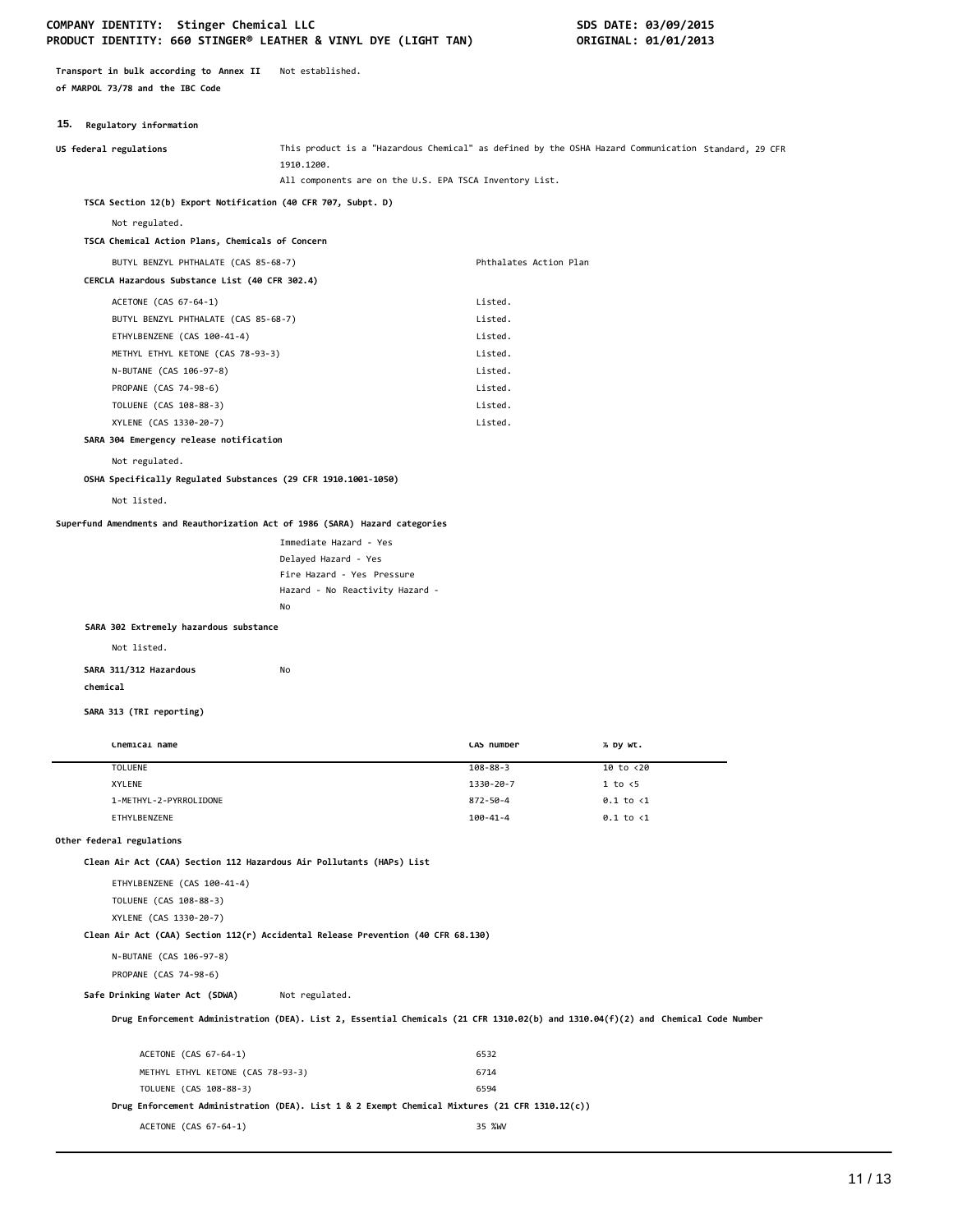Transport in bulk according to Annex II of MARPOL 73/78 and the IBC Code: Not established.

## 15. Regulatory information

**US federal regulations**: This product is a "Hazardous Chemical" as defined by the OSHA Hazard Communication Standard, 29 CFR 1910.1200.
All components are on the U.S. EPA TSCA Inventory List.

**TSCA Section 12(b) Export Notification (40 CFR 707, Subpt. D)**

Not regulated.

**TSCA Chemical Action Plans, Chemicals of Concern**

| | |
|---|---|
| BUTYL BENZYL PHTHALATE (CAS 85-68-7) | Phthalates Action Plan |

**CERCLA Hazardous Substance List (40 CFR 302.4)**

| | |
|---|---|
| ACETONE (CAS 67-64-1) | Listed. |
| BUTYL BENZYL PHTHALATE (CAS 85-68-7) | Listed. |
| ETHYLBENZENE (CAS 100-41-4) | Listed. |
| METHYL ETHYL KETONE (CAS 78-93-3) | Listed. |
| N-BUTANE (CAS 106-97-8) | Listed. |
| PROPANE (CAS 74-98-6) | Listed. |
| TOLUENE (CAS 108-88-3) | Listed. |
| XYLENE (CAS 1330-20-7) | Listed. |

**SARA 304 Emergency release notification**

Not regulated.

**OSHA Specifically Regulated Substances (29 CFR 1910.1001-1050)**

Not listed.

**Superfund Amendments and Reauthorization Act of 1986 (SARA) Hazard categories**

Immediate Hazard - Yes
Delayed Hazard - Yes
Fire Hazard - Yes Pressure
Hazard - No Reactivity Hazard -
No

**SARA 302 Extremely hazardous substance**

Not listed.

**SARA 311/312 Hazardous chemical**: No

**SARA 313 (TRI reporting)**

| Chemical name | CAS number | % by wt. |
|---|---|---|
| TOLUENE | 108-88-3 | 10 to <20 |
| XYLENE | 1330-20-7 | 1 to <5 |
| 1-METHYL-2-PYRROLIDONE | 872-50-4 | 0.1 to <1 |
| ETHYLBENZENE | 100-41-4 | 0.1 to <1 |

**Other federal regulations**

**Clean Air Act (CAA) Section 112 Hazardous Air Pollutants (HAPs) List**

ETHYLBENZENE (CAS 100-41-4)
TOLUENE (CAS 108-88-3)
XYLENE (CAS 1330-20-7)

**Clean Air Act (CAA) Section 112(r) Accidental Release Prevention (40 CFR 68.130)**

N-BUTANE (CAS 106-97-8)
PROPANE (CAS 74-98-6)

**Safe Drinking Water Act (SDWA)**: Not regulated.

**Drug Enforcement Administration (DEA). List 2, Essential Chemicals (21 CFR 1310.02(b) and 1310.04(f)(2) and Chemical Code Number**

| | |
|---|---|
| ACETONE (CAS 67-64-1) | 6532 |
| METHYL ETHYL KETONE (CAS 78-93-3) | 6714 |
| TOLUENE (CAS 108-88-3) | 6594 |

**Drug Enforcement Administration (DEA). List 1 & 2 Exempt Chemical Mixtures (21 CFR 1310.12(c))**

| | |
|---|---|
| ACETONE (CAS 67-64-1) | 35 %WV |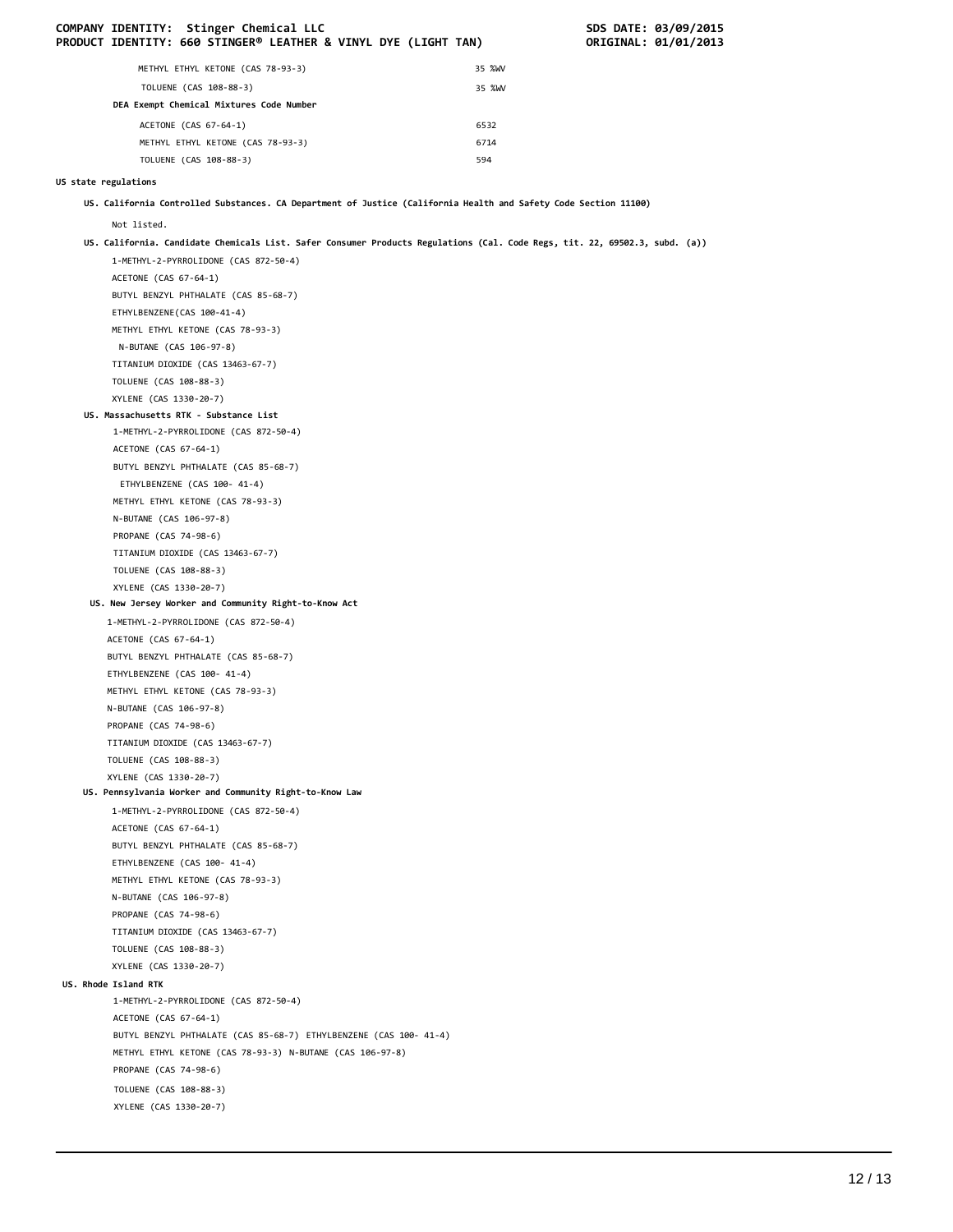| | |
|---|---|
| METHYL ETHYL KETONE (CAS 78-93-3) | 35 %WV |
| TOLUENE (CAS 108-88-3) | 35 %WV |

**DEA Exempt Chemical Mixtures Code Number**

| | |
|---|---|
| ACETONE (CAS 67-64-1) | 6532 |
| METHYL ETHYL KETONE (CAS 78-93-3) | 6714 |
| TOLUENE (CAS 108-88-3) | 594 |

**US state regulations**

**US. California Controlled Substances. CA Department of Justice (California Health and Safety Code Section 11100)**

Not listed.

**US. California. Candidate Chemicals List. Safer Consumer Products Regulations (Cal. Code Regs, tit. 22, 69502.3, subd. (a))**

1-METHYL-2-PYRROLIDONE (CAS 872-50-4)
ACETONE (CAS 67-64-1)
BUTYL BENZYL PHTHALATE (CAS 85-68-7)
ETHYLBENZENE(CAS 100-41-4)
METHYL ETHYL KETONE (CAS 78-93-3)
N-BUTANE (CAS 106-97-8)
TITANIUM DIOXIDE (CAS 13463-67-7)
TOLUENE (CAS 108-88-3)
XYLENE (CAS 1330-20-7)

**US. Massachusetts RTK - Substance List**

1-METHYL-2-PYRROLIDONE (CAS 872-50-4)
ACETONE (CAS 67-64-1)
BUTYL BENZYL PHTHALATE (CAS 85-68-7)
ETHYLBENZENE (CAS 100- 41-4)
METHYL ETHYL KETONE (CAS 78-93-3)
N-BUTANE (CAS 106-97-8)
PROPANE (CAS 74-98-6)
TITANIUM DIOXIDE (CAS 13463-67-7)
TOLUENE (CAS 108-88-3)
XYLENE (CAS 1330-20-7)

**US. New Jersey Worker and Community Right-to-Know Act**

1-METHYL-2-PYRROLIDONE (CAS 872-50-4)
ACETONE (CAS 67-64-1)
BUTYL BENZYL PHTHALATE (CAS 85-68-7)
ETHYLBENZENE (CAS 100- 41-4)
METHYL ETHYL KETONE (CAS 78-93-3)
N-BUTANE (CAS 106-97-8)
PROPANE (CAS 74-98-6)
TITANIUM DIOXIDE (CAS 13463-67-7)
TOLUENE (CAS 108-88-3)
XYLENE (CAS 1330-20-7)

**US. Pennsylvania Worker and Community Right-to-Know Law**

1-METHYL-2-PYRROLIDONE (CAS 872-50-4)
ACETONE (CAS 67-64-1)
BUTYL BENZYL PHTHALATE (CAS 85-68-7)
ETHYLBENZENE (CAS 100- 41-4)
METHYL ETHYL KETONE (CAS 78-93-3)
N-BUTANE (CAS 106-97-8)
PROPANE (CAS 74-98-6)
TITANIUM DIOXIDE (CAS 13463-67-7)
TOLUENE (CAS 108-88-3)
XYLENE (CAS 1330-20-7)

**US. Rhode Island RTK**

1-METHYL-2-PYRROLIDONE (CAS 872-50-4)
ACETONE (CAS 67-64-1)
BUTYL BENZYL PHTHALATE (CAS 85-68-7) ETHYLBENZENE (CAS 100- 41-4)
METHYL ETHYL KETONE (CAS 78-93-3) N-BUTANE (CAS 106-97-8)
PROPANE (CAS 74-98-6)
TOLUENE (CAS 108-88-3)
XYLENE (CAS 1330-20-7)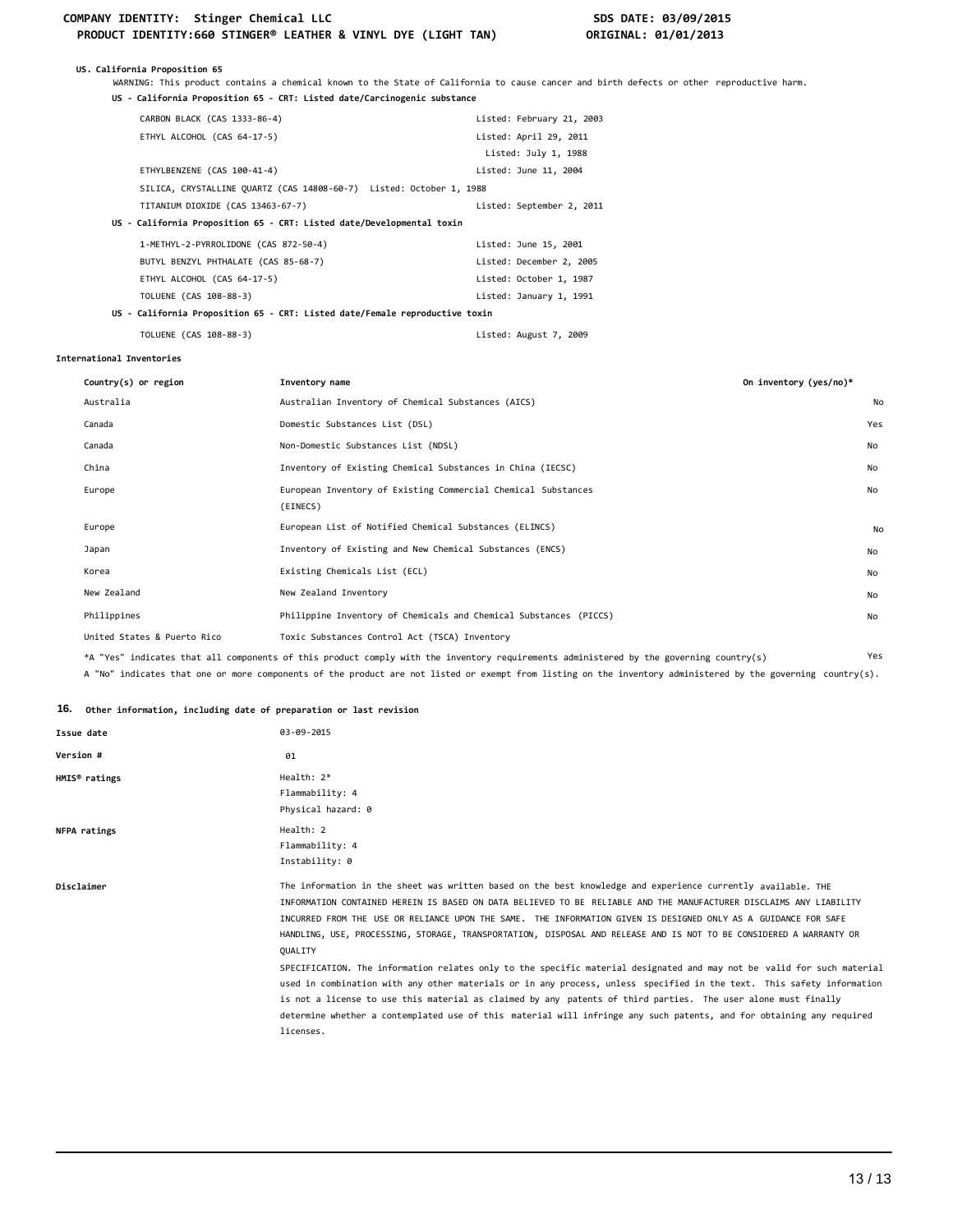**US. California Proposition 65**

WARNING: This product contains a chemical known to the State of California to cause cancer and birth defects or other reproductive harm.

**US - California Proposition 65 - CRT: Listed date/Carcinogenic substance**

| | |
|---|---|
| CARBON BLACK (CAS 1333-86-4) | Listed: February 21, 2003 |
| ETHYL ALCOHOL (CAS 64-17-5) | Listed: April 29, 2011<br>Listed: July 1, 1988 |
| ETHYLBENZENE (CAS 100-41-4) | Listed: June 11, 2004 |
| SILICA, CRYSTALLINE QUARTZ (CAS 14808-60-7) | Listed: October 1, 1988 |
| TITANIUM DIOXIDE (CAS 13463-67-7) | Listed: September 2, 2011 |

**US - California Proposition 65 - CRT: Listed date/Developmental toxin**

| | |
|---|---|
| 1-METHYL-2-PYRROLIDONE (CAS 872-50-4) | Listed: June 15, 2001 |
| BUTYL BENZYL PHTHALATE (CAS 85-68-7) | Listed: December 2, 2005 |
| ETHYL ALCOHOL (CAS 64-17-5) | Listed: October 1, 1987 |
| TOLUENE (CAS 108-88-3) | Listed: January 1, 1991 |

**US - California Proposition 65 - CRT: Listed date/Female reproductive toxin**

| | |
|---|---|
| TOLUENE (CAS 108-88-3) | Listed: August 7, 2009 |

**International Inventories**

| Country(s) or region | Inventory name | On inventory (yes/no)* |
|---|---|---|
| Australia | Australian Inventory of Chemical Substances (AICS) | No |
| Canada | Domestic Substances List (DSL) | Yes |
| Canada | Non-Domestic Substances List (NDSL) | No |
| China | Inventory of Existing Chemical Substances in China (IECSC) | No |
| Europe | European Inventory of Existing Commercial Chemical Substances (EINECS) | No |
| Europe | European List of Notified Chemical Substances (ELINCS) | No |
| Japan | Inventory of Existing and New Chemical Substances (ENCS) | No |
| Korea | Existing Chemicals List (ECL) | No |
| New Zealand | New Zealand Inventory | No |
| Philippines | Philippine Inventory of Chemicals and Chemical Substances (PICCS) | No |
| United States & Puerto Rico | Toxic Substances Control Act (TSCA) Inventory | Yes |

*A "Yes" indicates that all components of this product comply with the inventory requirements administered by the governing country(s)

A "No" indicates that one or more components of the product are not listed or exempt from listing on the inventory administered by the governing country(s).

## 16. Other information, including date of preparation or last revision

**Issue date**: 03-09-2015

**Version #**: 01

**HMIS® ratings**:
Health: 2*
Flammability: 4
Physical hazard: 0

**NFPA ratings**:
Health: 2
Flammability: 4
Instability: 0

**Disclaimer**: The information in the sheet was written based on the best knowledge and experience currently available. THE INFORMATION CONTAINED HEREIN IS BASED ON DATA BELIEVED TO BE RELIABLE AND THE MANUFACTURER DISCLAIMS ANY LIABILITY INCURRED FROM THE USE OR RELIANCE UPON THE SAME. THE INFORMATION GIVEN IS DESIGNED ONLY AS A GUIDANCE FOR SAFE HANDLING, USE, PROCESSING, STORAGE, TRANSPORTATION, DISPOSAL AND RELEASE AND IS NOT TO BE CONSIDERED A WARRANTY OR QUALITY
SPECIFICATION. The information relates only to the specific material designated and may not be valid for such material used in combination with any other materials or in any process, unless specified in the text. This safety information is not a license to use this material as claimed by any patents of third parties. The user alone must finally determine whether a contemplated use of this material will infringe any such patents, and for obtaining any required licenses.